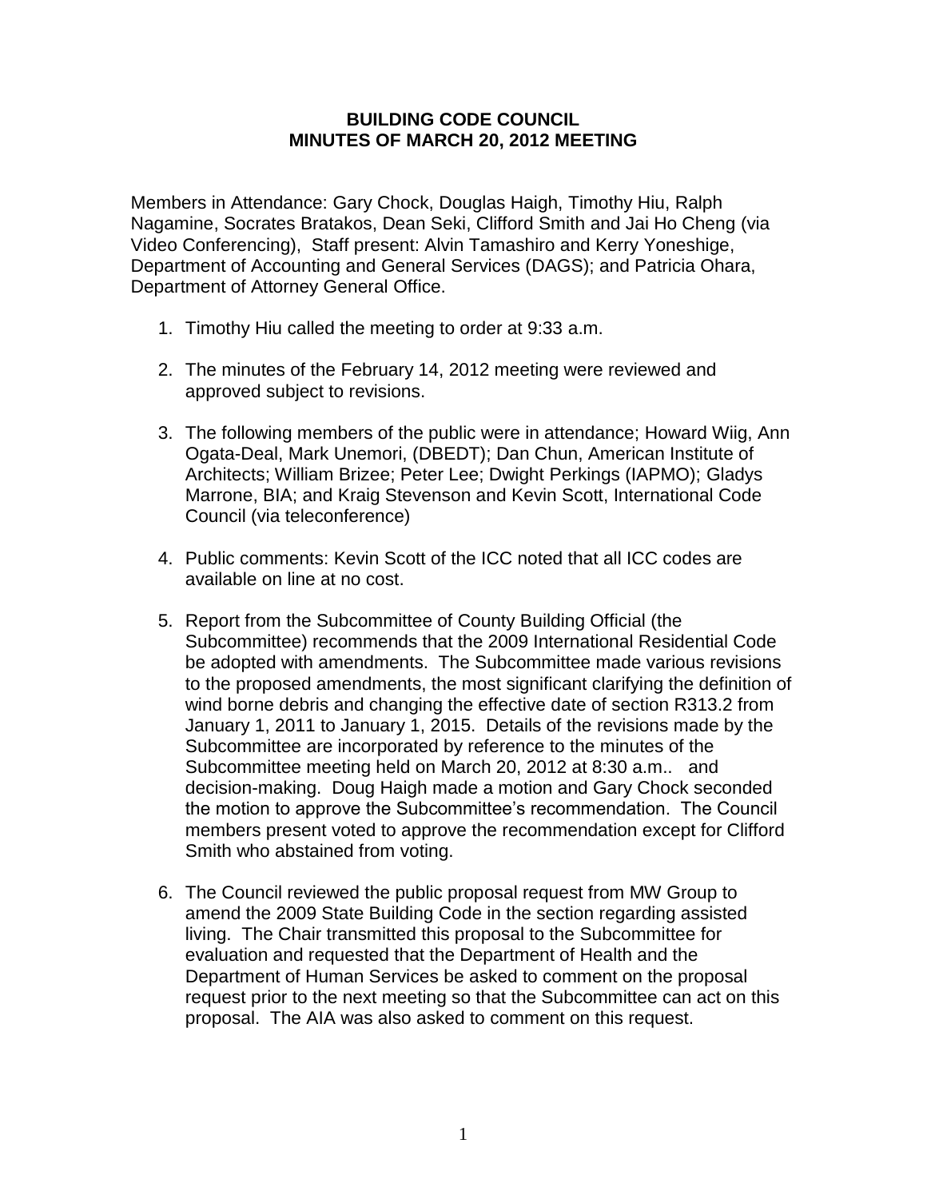**BUILDING CODE COUNCIL**
**MINUTES OF MARCH 20, 2012 MEETING**

Members in Attendance: Gary Chock, Douglas Haigh, Timothy Hiu, Ralph Nagamine, Socrates Bratakos, Dean Seki, Clifford Smith and Jai Ho Cheng (via Video Conferencing), Staff present: Alvin Tamashiro and Kerry Yoneshige, Department of Accounting and General Services (DAGS); and Patricia Ohara, Department of Attorney General Office.

1. Timothy Hiu called the meeting to order at 9:33 a.m.

2. The minutes of the February 14, 2012 meeting were reviewed and approved subject to revisions.

3. The following members of the public were in attendance; Howard Wiig, Ann Ogata-Deal, Mark Unemori, (DBEDT); Dan Chun, American Institute of Architects; William Brizee; Peter Lee; Dwight Perkings (IAPMO); Gladys Marrone, BIA; and Kraig Stevenson and Kevin Scott, International Code Council (via teleconference)

4. Public comments: Kevin Scott of the ICC noted that all ICC codes are available on line at no cost.

5. Report from the Subcommittee of County Building Official (the Subcommittee) recommends that the 2009 International Residential Code be adopted with amendments. The Subcommittee made various revisions to the proposed amendments, the most significant clarifying the definition of wind borne debris and changing the effective date of section R313.2 from January 1, 2011 to January 1, 2015. Details of the revisions made by the Subcommittee are incorporated by reference to the minutes of the Subcommittee meeting held on March 20, 2012 at 8:30 a.m.. and decision-making. Doug Haigh made a motion and Gary Chock seconded the motion to approve the Subcommittee's recommendation. The Council members present voted to approve the recommendation except for Clifford Smith who abstained from voting.

6. The Council reviewed the public proposal request from MW Group to amend the 2009 State Building Code in the section regarding assisted living. The Chair transmitted this proposal to the Subcommittee for evaluation and requested that the Department of Health and the Department of Human Services be asked to comment on the proposal request prior to the next meeting so that the Subcommittee can act on this proposal. The AIA was also asked to comment on this request.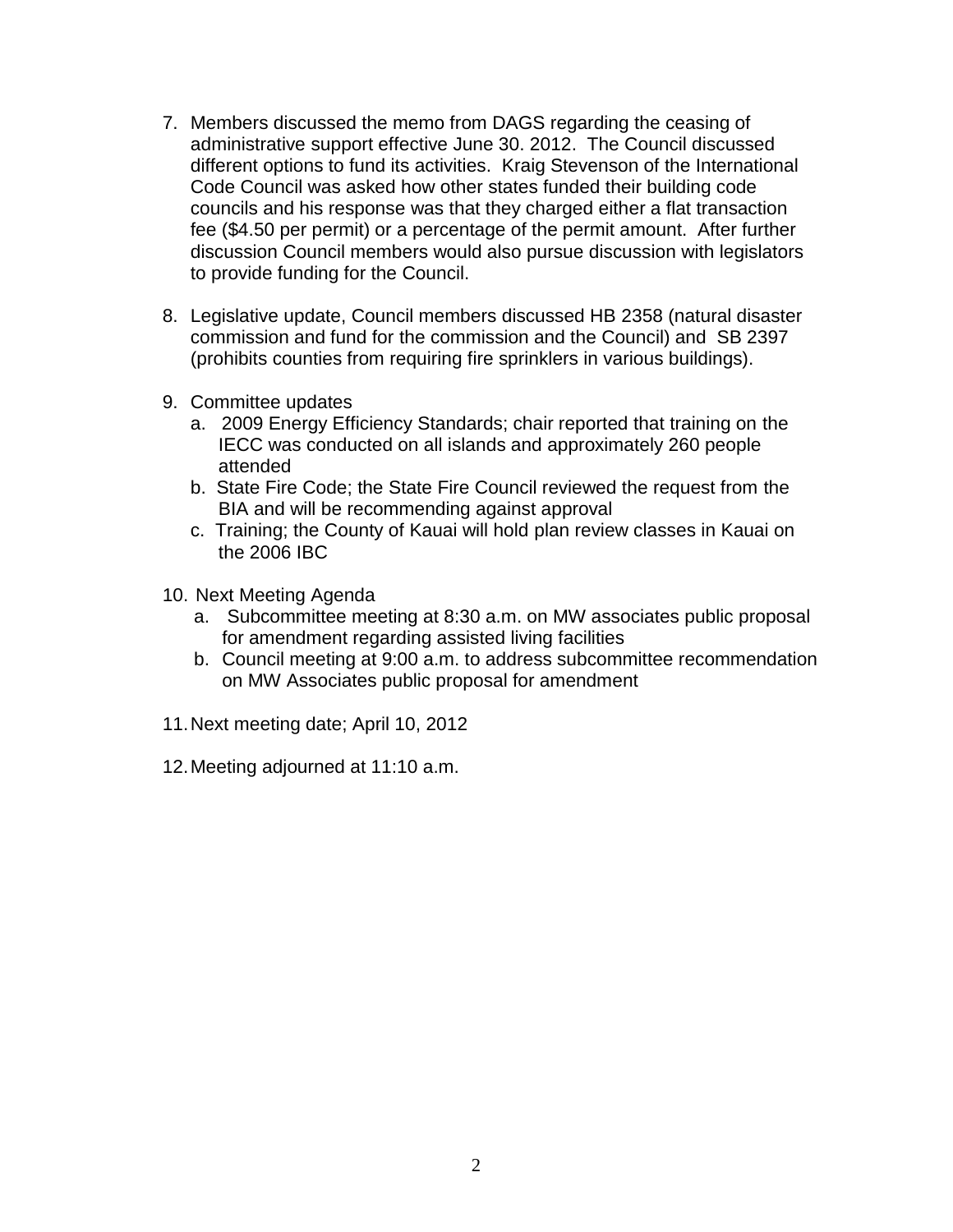7. Members discussed the memo from DAGS regarding the ceasing of administrative support effective June 30. 2012. The Council discussed different options to fund its activities. Kraig Stevenson of the International Code Council was asked how other states funded their building code councils and his response was that they charged either a flat transaction fee ($4.50 per permit) or a percentage of the permit amount. After further discussion Council members would also pursue discussion with legislators to provide funding for the Council.

8. Legislative update, Council members discussed HB 2358 (natural disaster commission and fund for the commission and the Council) and SB 2397 (prohibits counties from requiring fire sprinklers in various buildings).

9. Committee updates
   a. 2009 Energy Efficiency Standards; chair reported that training on the IECC was conducted on all islands and approximately 260 people attended
   b. State Fire Code; the State Fire Council reviewed the request from the BIA and will be recommending against approval
   c. Training; the County of Kauai will hold plan review classes in Kauai on the 2006 IBC

10. Next Meeting Agenda
    a. Subcommittee meeting at 8:30 a.m. on MW associates public proposal for amendment regarding assisted living facilities
    b. Council meeting at 9:00 a.m. to address subcommittee recommendation on MW Associates public proposal for amendment

11. Next meeting date; April 10, 2012

12. Meeting adjourned at 11:10 a.m.